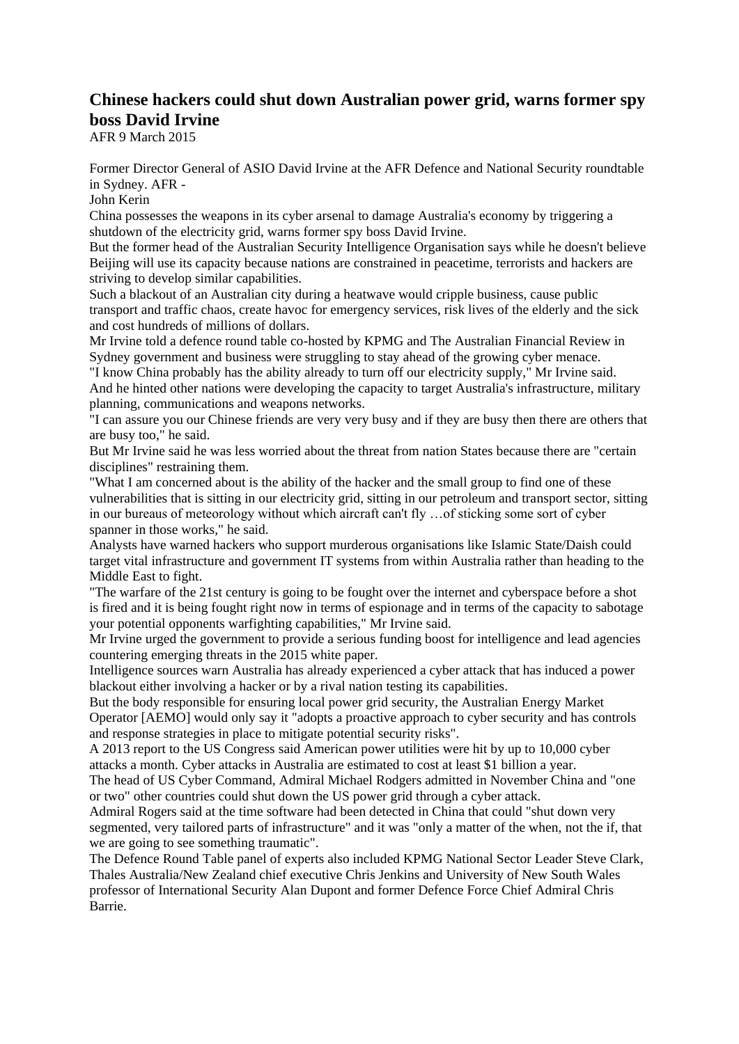# Chinese hackers could shut down Australian power grid, warns former spy boss David Irvine

AFR 9 March 2015

Former Director General of ASIO David Irvine at the AFR Defence and National Security roundtable in Sydney. AFR -

John Kerin

China possesses the weapons in its cyber arsenal to damage Australia's economy by triggering a shutdown of the electricity grid, warns former spy boss David Irvine.

But the former head of the Australian Security Intelligence Organisation says while he doesn't believe Beijing will use its capacity because nations are constrained in peacetime, terrorists and hackers are striving to develop similar capabilities.

Such a blackout of an Australian city during a heatwave would cripple business, cause public transport and traffic chaos, create havoc for emergency services, risk lives of the elderly and the sick and cost hundreds of millions of dollars.

Mr Irvine told a defence round table co-hosted by KPMG and The Australian Financial Review in Sydney government and business were struggling to stay ahead of the growing cyber menace.

"I know China probably has the ability already to turn off our electricity supply," Mr Irvine said. And he hinted other nations were developing the capacity to target Australia's infrastructure, military planning, communications and weapons networks.

"I can assure you our Chinese friends are very very busy and if they are busy then there are others that are busy too," he said.

But Mr Irvine said he was less worried about the threat from nation States because there are "certain disciplines" restraining them.

"What I am concerned about is the ability of the hacker and the small group to find one of these vulnerabilities that is sitting in our electricity grid, sitting in our petroleum and transport sector, sitting in our bureaus of meteorology without which aircraft can't fly …of sticking some sort of cyber spanner in those works," he said.

Analysts have warned hackers who support murderous organisations like Islamic State/Daish could target vital infrastructure and government IT systems from within Australia rather than heading to the Middle East to fight.

"The warfare of the 21st century is going to be fought over the internet and cyberspace before a shot is fired and it is being fought right now in terms of espionage and in terms of the capacity to sabotage your potential opponents warfighting capabilities," Mr Irvine said.

Mr Irvine urged the government to provide a serious funding boost for intelligence and lead agencies countering emerging threats in the 2015 white paper.

Intelligence sources warn Australia has already experienced a cyber attack that has induced a power blackout either involving a hacker or by a rival nation testing its capabilities.

But the body responsible for ensuring local power grid security, the Australian Energy Market Operator [AEMO] would only say it "adopts a proactive approach to cyber security and has controls and response strategies in place to mitigate potential security risks".

A 2013 report to the US Congress said American power utilities were hit by up to 10,000 cyber attacks a month. Cyber attacks in Australia are estimated to cost at least $1 billion a year.

The head of US Cyber Command, Admiral Michael Rodgers admitted in November China and "one or two" other countries could shut down the US power grid through a cyber attack.

Admiral Rogers said at the time software had been detected in China that could "shut down very segmented, very tailored parts of infrastructure" and it was "only a matter of the when, not the if, that we are going to see something traumatic".

The Defence Round Table panel of experts also included KPMG National Sector Leader Steve Clark, Thales Australia/New Zealand chief executive Chris Jenkins and University of New South Wales professor of International Security Alan Dupont and former Defence Force Chief Admiral Chris Barrie.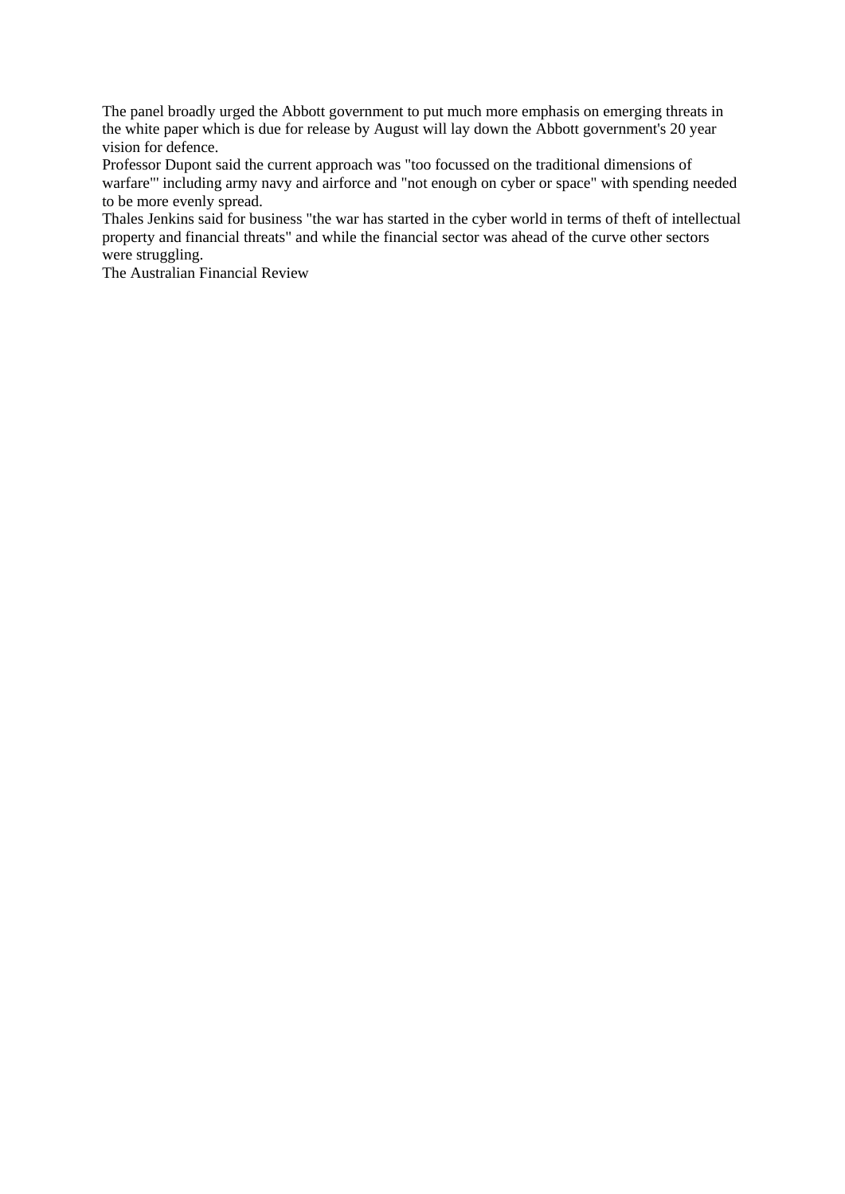The panel broadly urged the Abbott government to put much more emphasis on emerging threats in the white paper which is due for release by August will lay down the Abbott government's 20 year vision for defence.

Professor Dupont said the current approach was "too focussed on the traditional dimensions of warfare"' including army navy and airforce and "not enough on cyber or space" with spending needed to be more evenly spread.

Thales Jenkins said for business "the war has started in the cyber world in terms of theft of intellectual property and financial threats" and while the financial sector was ahead of the curve other sectors were struggling.

The Australian Financial Review